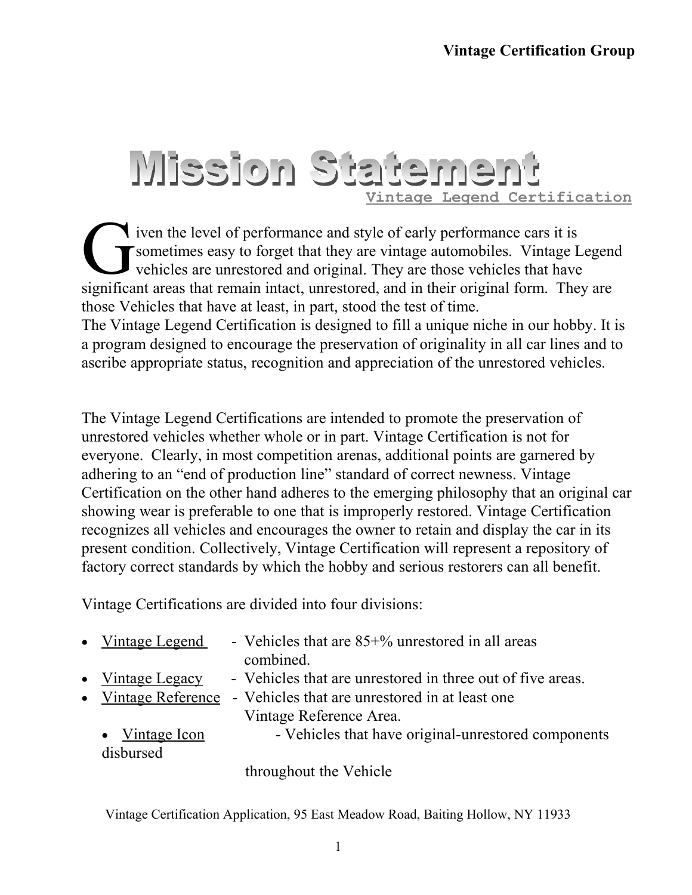# Mission Statement

<u>Vintage Legend Certification</u>

Given the level of performance and style of early performance cars it is sometimes easy to forget that they are vintage automobiles. Vintage Legend vehicles are unrestored and original. They are those vehicles that have significant areas that remain intact, unrestored, and in their original form. They are those Vehicles that have at least, in part, stood the test of time.
The Vintage Legend Certification is designed to fill a unique niche in our hobby. It is a program designed to encourage the preservation of originality in all car lines and to ascribe appropriate status, recognition and appreciation of the unrestored vehicles.

The Vintage Legend Certifications are intended to promote the preservation of unrestored vehicles whether whole or in part. Vintage Certification is not for everyone. Clearly, in most competition arenas, additional points are garnered by adhering to an "end of production line" standard of correct newness. Vintage Certification on the other hand adheres to the emerging philosophy that an original car showing wear is preferable to one that is improperly restored. Vintage Certification recognizes all vehicles and encourages the owner to retain and display the car in its present condition. Collectively, Vintage Certification will represent a repository of factory correct standards by which the hobby and serious restorers can all benefit.

Vintage Certifications are divided into four divisions:

- <u>Vintage Legend</u> - Vehicles that are 85+% unrestored in all areas combined.
- <u>Vintage Legacy</u> - Vehicles that are unrestored in three out of five areas.
- <u>Vintage Reference</u> - Vehicles that are unrestored in at least one Vintage Reference Area.
  - <u>Vintage Icon</u> - Vehicles that have original-unrestored components disbursed throughout the Vehicle

Vintage Certification Application, 95 East Meadow Road, Baiting Hollow, NY 11933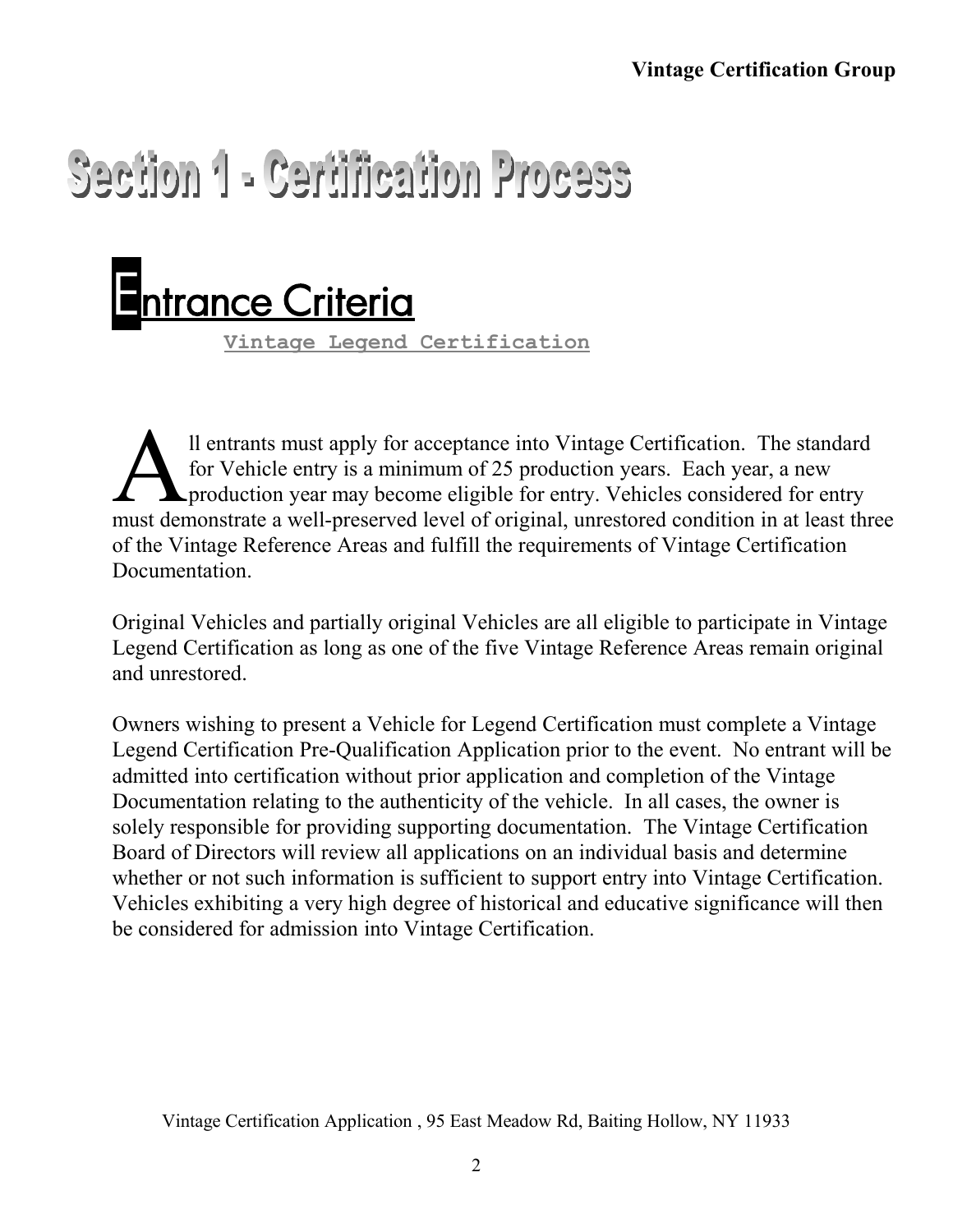# Section 1 - Certification Process

## Entrance Criteria

### Vintage Legend Certification

All entrants must apply for acceptance into Vintage Certification. The standard for Vehicle entry is a minimum of 25 production years. Each year, a new production year may become eligible for entry. Vehicles considered for entry must demonstrate a well-preserved level of original, unrestored condition in at least three of the Vintage Reference Areas and fulfill the requirements of Vintage Certification Documentation.

Original Vehicles and partially original Vehicles are all eligible to participate in Vintage Legend Certification as long as one of the five Vintage Reference Areas remain original and unrestored.

Owners wishing to present a Vehicle for Legend Certification must complete a Vintage Legend Certification Pre-Qualification Application prior to the event. No entrant will be admitted into certification without prior application and completion of the Vintage Documentation relating to the authenticity of the vehicle. In all cases, the owner is solely responsible for providing supporting documentation. The Vintage Certification Board of Directors will review all applications on an individual basis and determine whether or not such information is sufficient to support entry into Vintage Certification. Vehicles exhibiting a very high degree of historical and educative significance will then be considered for admission into Vintage Certification.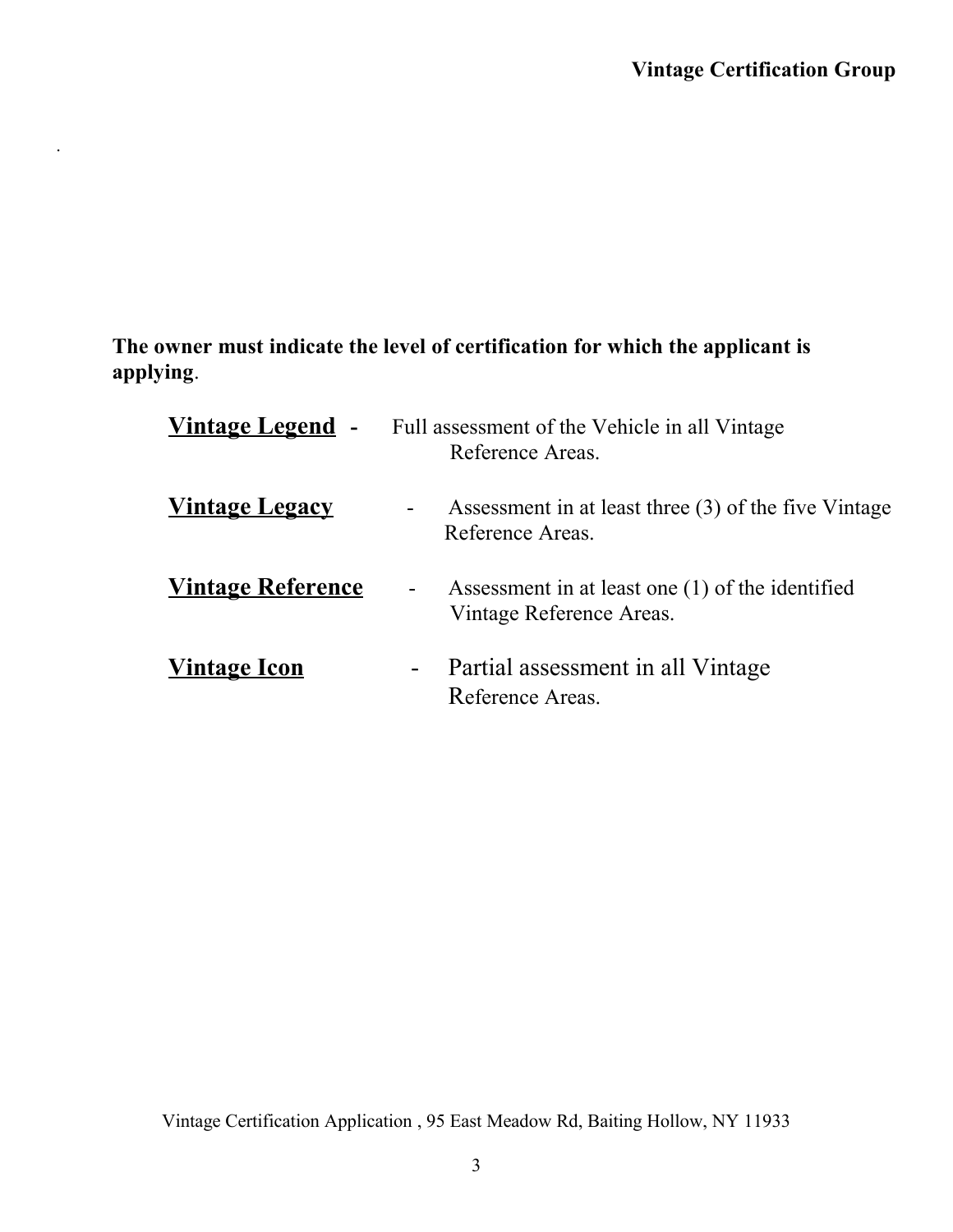**The owner must indicate the level of certification for which the applicant is applying**.

- **<u>Vintage Legend</u>** - Full assessment of the Vehicle in all Vintage Reference Areas.
- **<u>Vintage Legacy</u>** - Assessment in at least three (3) of the five Vintage Reference Areas.
- **<u>Vintage Reference</u>** - Assessment in at least one (1) of the identified Vintage Reference Areas.
- **<u>Vintage Icon</u>** - Partial assessment in all Vintage Reference Areas.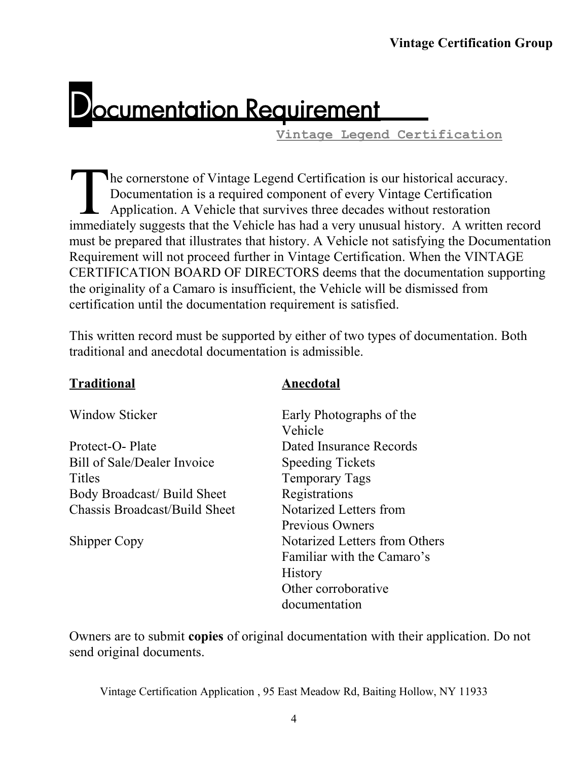# Documentation Requirement

**Vintage Legend Certification**

The cornerstone of Vintage Legend Certification is our historical accuracy. Documentation is a required component of every Vintage Certification Application. A Vehicle that survives three decades without restoration immediately suggests that the Vehicle has had a very unusual history. A written record must be prepared that illustrates that history. A Vehicle not satisfying the Documentation Requirement will not proceed further in Vintage Certification. When the VINTAGE CERTIFICATION BOARD OF DIRECTORS deems that the documentation supporting the originality of a Camaro is insufficient, the Vehicle will be dismissed from certification until the documentation requirement is satisfied.

This written record must be supported by either of two types of documentation. Both traditional and anecdotal documentation is admissible.

| Traditional | Anecdotal |
| --- | --- |
| Window Sticker | Early Photographs of the Vehicle |
| Protect-O- Plate | Dated Insurance Records |
| Bill of Sale/Dealer Invoice | Speeding Tickets |
| Titles | Temporary Tags |
| Body Broadcast/ Build Sheet | Registrations |
| Chassis Broadcast/Build Sheet | Notarized Letters from Previous Owners |
| Shipper Copy | Notarized Letters from Others Familiar with the Camaro's History |
| | Other corroborative documentation |

Owners are to submit **copies** of original documentation with their application. Do not send original documents.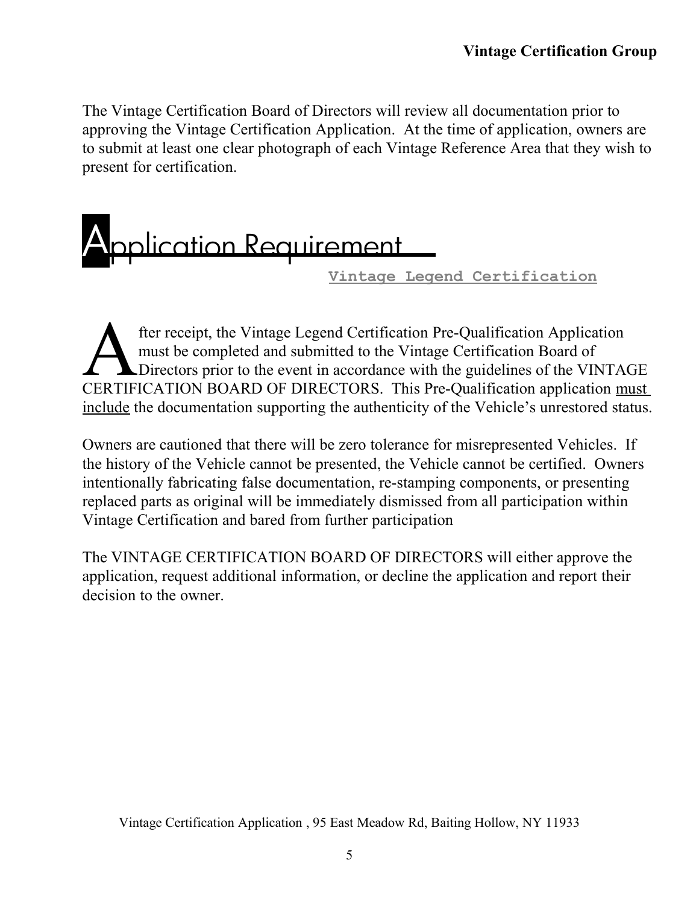The Vintage Certification Board of Directors will review all documentation prior to approving the Vintage Certification Application. At the time of application, owners are to submit at least one clear photograph of each Vintage Reference Area that they wish to present for certification.

# Application Requirement

## Vintage Legend Certification

After receipt, the Vintage Legend Certification Pre-Qualification Application must be completed and submitted to the Vintage Certification Board of Directors prior to the event in accordance with the guidelines of the VINTAGE CERTIFICATION BOARD OF DIRECTORS. This Pre-Qualification application <u>must include</u> the documentation supporting the authenticity of the Vehicle's unrestored status.

Owners are cautioned that there will be zero tolerance for misrepresented Vehicles. If the history of the Vehicle cannot be presented, the Vehicle cannot be certified. Owners intentionally fabricating false documentation, re-stamping components, or presenting replaced parts as original will be immediately dismissed from all participation within Vintage Certification and bared from further participation

The VINTAGE CERTIFICATION BOARD OF DIRECTORS will either approve the application, request additional information, or decline the application and report their decision to the owner.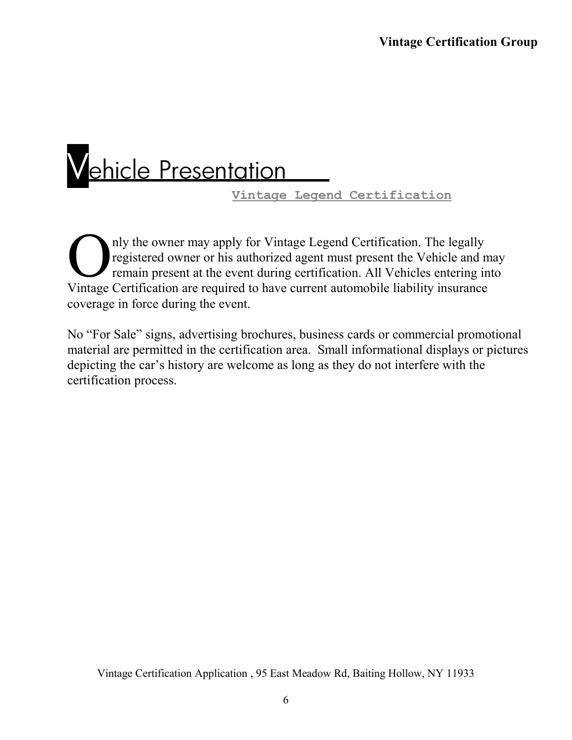# Vehicle Presentation

**Vintage Legend Certification**

Only the owner may apply for Vintage Legend Certification. The legally registered owner or his authorized agent must present the Vehicle and may remain present at the event during certification. All Vehicles entering into Vintage Certification are required to have current automobile liability insurance coverage in force during the event.

No "For Sale" signs, advertising brochures, business cards or commercial promotional material are permitted in the certification area. Small informational displays or pictures depicting the car's history are welcome as long as they do not interfere with the certification process.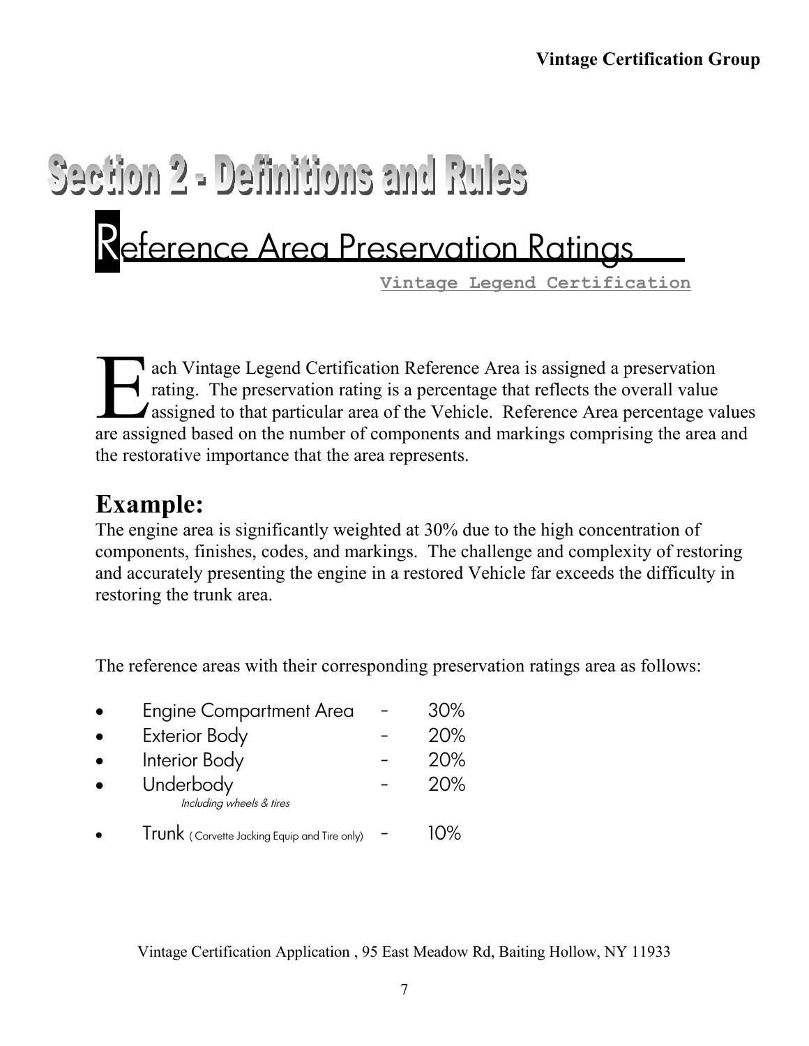# Section 2 - Definitions and Rules

## Reference Area Preservation Ratings

**Vintage Legend Certification**

Each Vintage Legend Certification Reference Area is assigned a preservation rating. The preservation rating is a percentage that reflects the overall value assigned to that particular area of the Vehicle. Reference Area percentage values are assigned based on the number of components and markings comprising the area and the restorative importance that the area represents.

### Example:

The engine area is significantly weighted at 30% due to the high concentration of components, finishes, codes, and markings. The challenge and complexity of restoring and accurately presenting the engine in a restored Vehicle far exceeds the difficulty in restoring the trunk area.

The reference areas with their corresponding preservation ratings area as follows:

- Engine Compartment Area - 30%
- Exterior Body - 20%
- Interior Body - 20%
- Underbody - 20%
  *Including wheels & tires*
- Trunk ( Corvette Jacking Equip and Tire only) - 10%

Vintage Certification Application , 95 East Meadow Rd, Baiting Hollow, NY 11933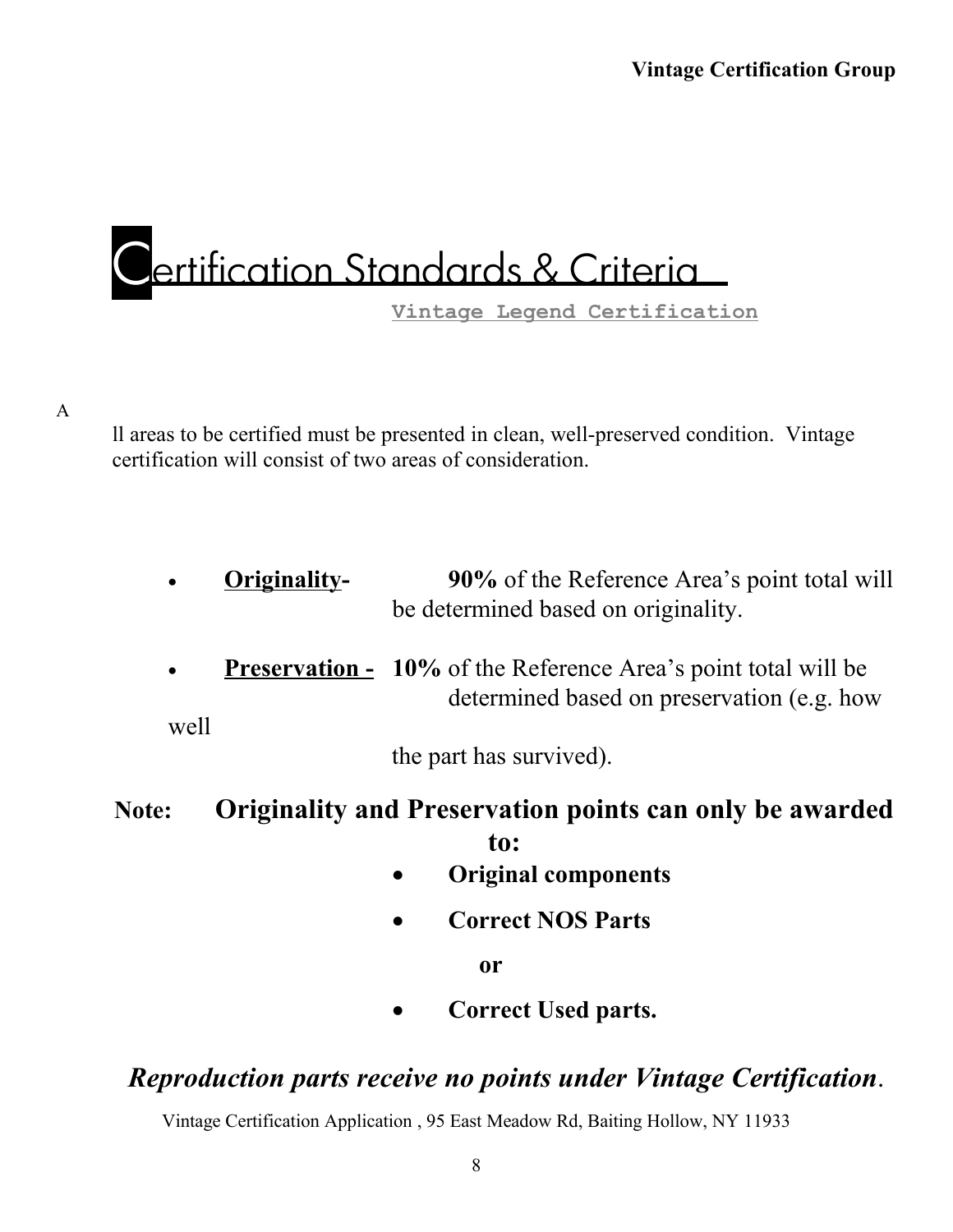# Certification Standards & Criteria

**Vintage Legend Certification**

All areas to be certified must be presented in clean, well-preserved condition. Vintage certification will consist of two areas of consideration.

- **Originality-** **90%** of the Reference Area's point total will be determined based on originality.
- **Preservation -** **10%** of the Reference Area's point total will be determined based on preservation (e.g. how well the part has survived).

**Note: Originality and Preservation points can only be awarded to:**

- **Original components**
- **Correct NOS Parts**

**or**

- **Correct Used parts.**

***Reproduction parts receive no points under Vintage Certification.***

Vintage Certification Application , 95 East Meadow Rd, Baiting Hollow, NY 11933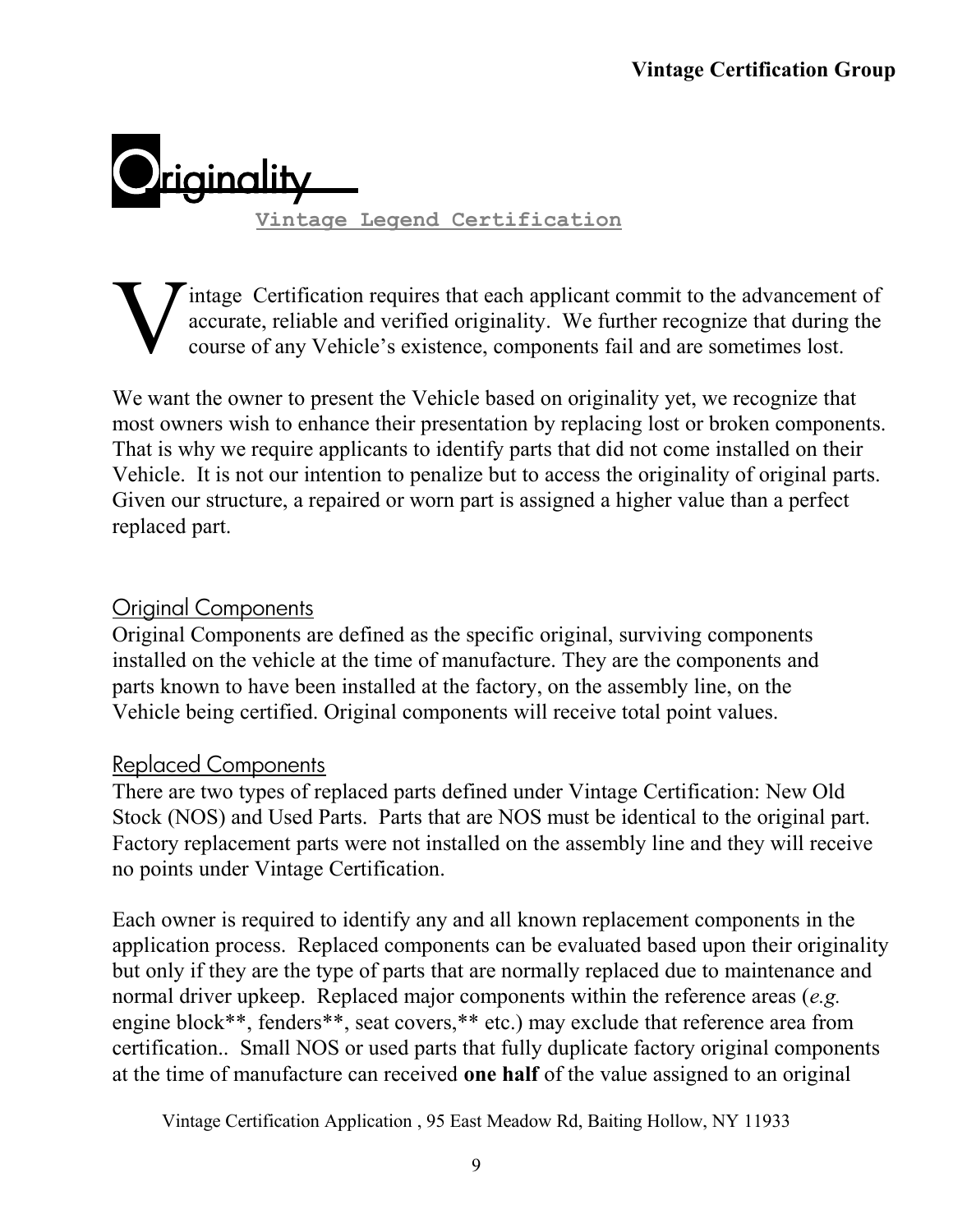# Originality

**Vintage Legend Certification**

Vintage Certification requires that each applicant commit to the advancement of accurate, reliable and verified originality. We further recognize that during the course of any Vehicle's existence, components fail and are sometimes lost.

We want the owner to present the Vehicle based on originality yet, we recognize that most owners wish to enhance their presentation by replacing lost or broken components. That is why we require applicants to identify parts that did not come installed on their Vehicle. It is not our intention to penalize but to access the originality of original parts. Given our structure, a repaired or worn part is assigned a higher value than a perfect replaced part.

## Original Components

Original Components are defined as the specific original, surviving components installed on the vehicle at the time of manufacture. They are the components and parts known to have been installed at the factory, on the assembly line, on the Vehicle being certified. Original components will receive total point values.

## Replaced Components

There are two types of replaced parts defined under Vintage Certification: New Old Stock (NOS) and Used Parts. Parts that are NOS must be identical to the original part. Factory replacement parts were not installed on the assembly line and they will receive no points under Vintage Certification.

Each owner is required to identify any and all known replacement components in the application process. Replaced components can be evaluated based upon their originality but only if they are the type of parts that are normally replaced due to maintenance and normal driver upkeep. Replaced major components within the reference areas (*e.g.* engine block**, fenders**, seat covers,** etc.) may exclude that reference area from certification.. Small NOS or used parts that fully duplicate factory original components at the time of manufacture can received **one half** of the value assigned to an original

Vintage Certification Application , 95 East Meadow Rd, Baiting Hollow, NY 11933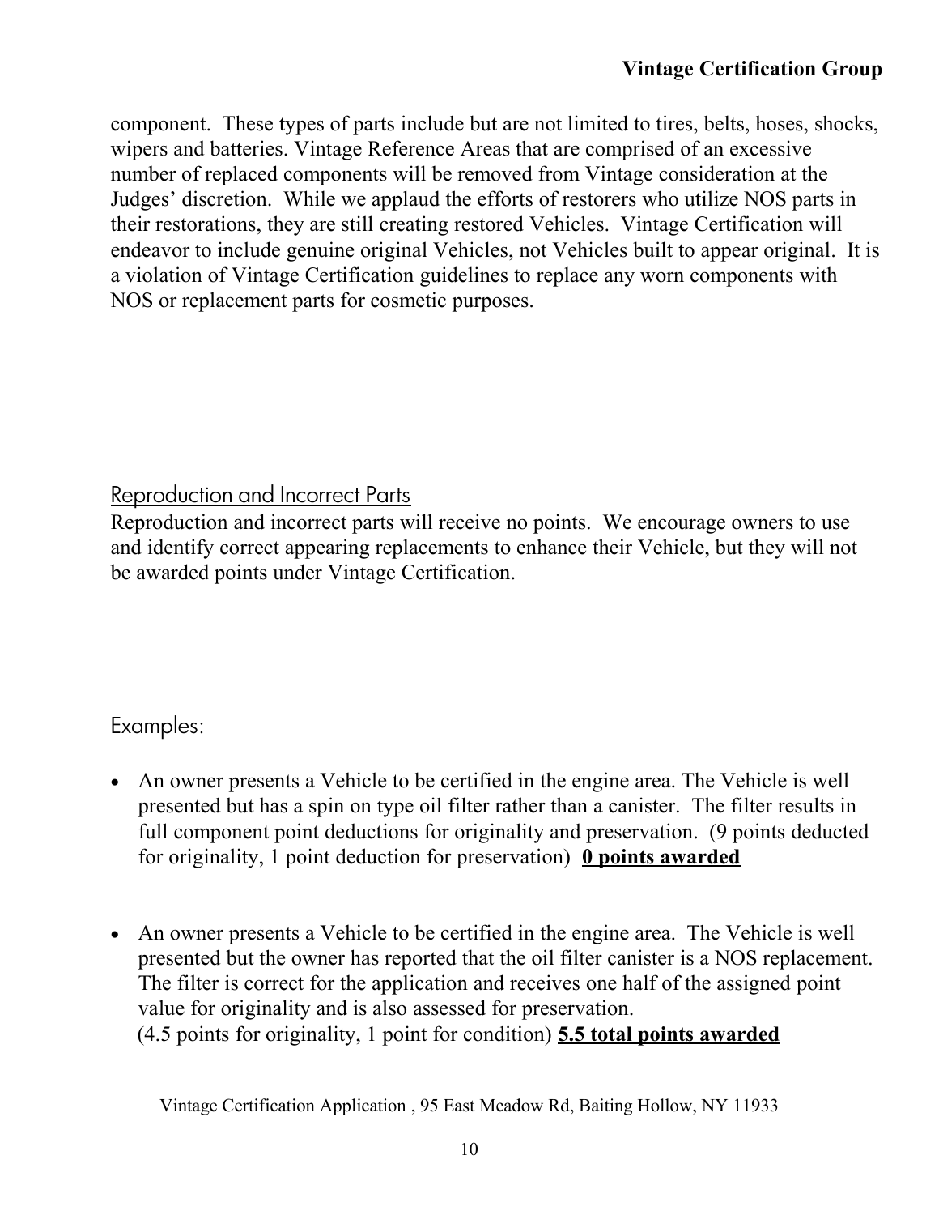component. These types of parts include but are not limited to tires, belts, hoses, shocks, wipers and batteries. Vintage Reference Areas that are comprised of an excessive number of replaced components will be removed from Vintage consideration at the Judges' discretion. While we applaud the efforts of restorers who utilize NOS parts in their restorations, they are still creating restored Vehicles. Vintage Certification will endeavor to include genuine original Vehicles, not Vehicles built to appear original. It is a violation of Vintage Certification guidelines to replace any worn components with NOS or replacement parts for cosmetic purposes.

## Reproduction and Incorrect Parts

Reproduction and incorrect parts will receive no points. We encourage owners to use and identify correct appearing replacements to enhance their Vehicle, but they will not be awarded points under Vintage Certification.

## Examples:

- An owner presents a Vehicle to be certified in the engine area. The Vehicle is well presented but has a spin on type oil filter rather than a canister. The filter results in full component point deductions for originality and preservation. (9 points deducted for originality, 1 point deduction for preservation) **0 points awarded**

- An owner presents a Vehicle to be certified in the engine area. The Vehicle is well presented but the owner has reported that the oil filter canister is a NOS replacement. The filter is correct for the application and receives one half of the assigned point value for originality and is also assessed for preservation.
  (4.5 points for originality, 1 point for condition) **5.5 total points awarded**

Vintage Certification Application , 95 East Meadow Rd, Baiting Hollow, NY 11933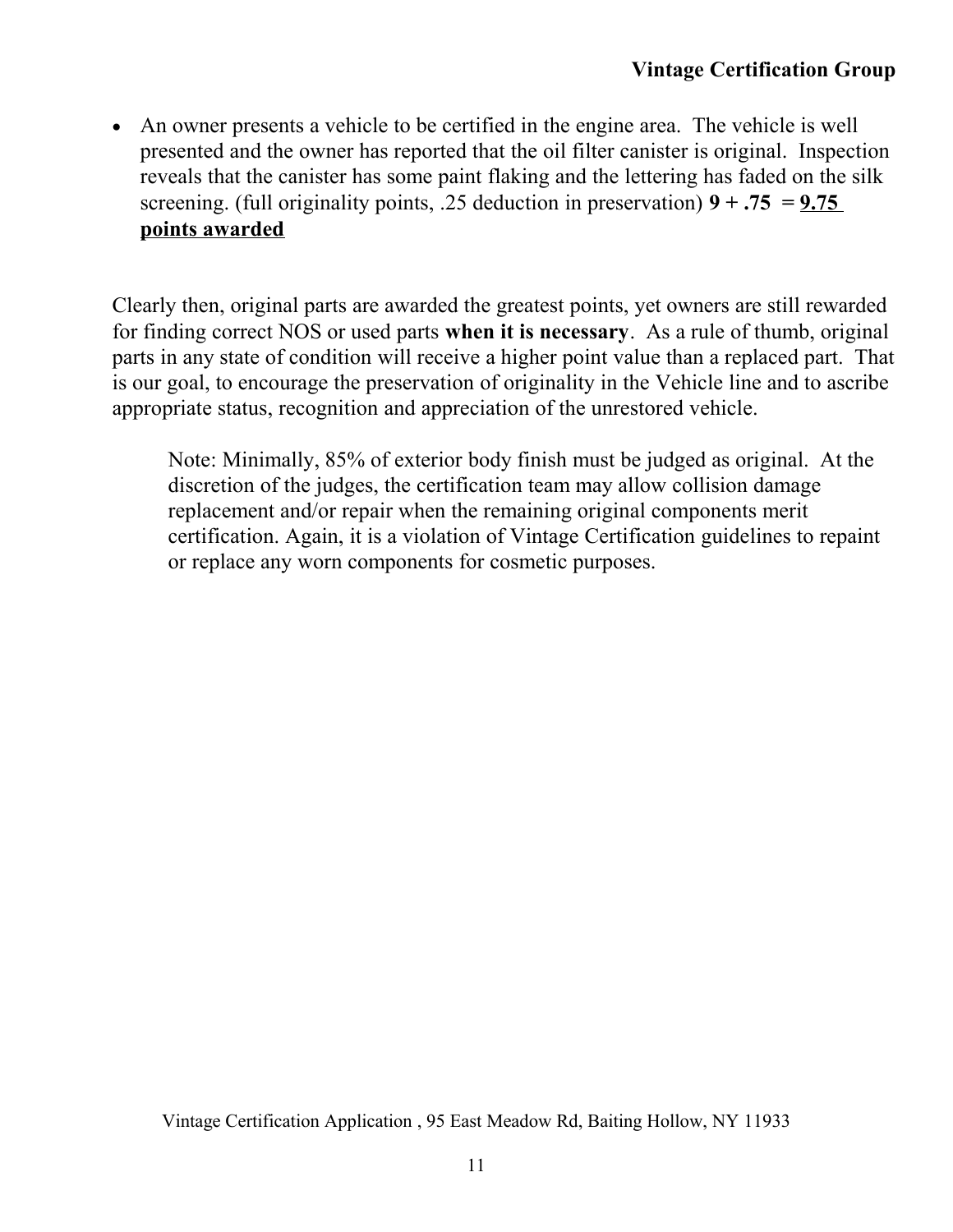- An owner presents a vehicle to be certified in the engine area. The vehicle is well presented and the owner has reported that the oil filter canister is original. Inspection reveals that the canister has some paint flaking and the lettering has faded on the silk screening. (full originality points, .25 deduction in preservation) **9 + .75 = <u>9.75 points awarded</u>**

Clearly then, original parts are awarded the greatest points, yet owners are still rewarded for finding correct NOS or used parts **when it is necessary**. As a rule of thumb, original parts in any state of condition will receive a higher point value than a replaced part. That is our goal, to encourage the preservation of originality in the Vehicle line and to ascribe appropriate status, recognition and appreciation of the unrestored vehicle.

> Note: Minimally, 85% of exterior body finish must be judged as original. At the discretion of the judges, the certification team may allow collision damage replacement and/or repair when the remaining original components merit certification. Again, it is a violation of Vintage Certification guidelines to repaint or replace any worn components for cosmetic purposes.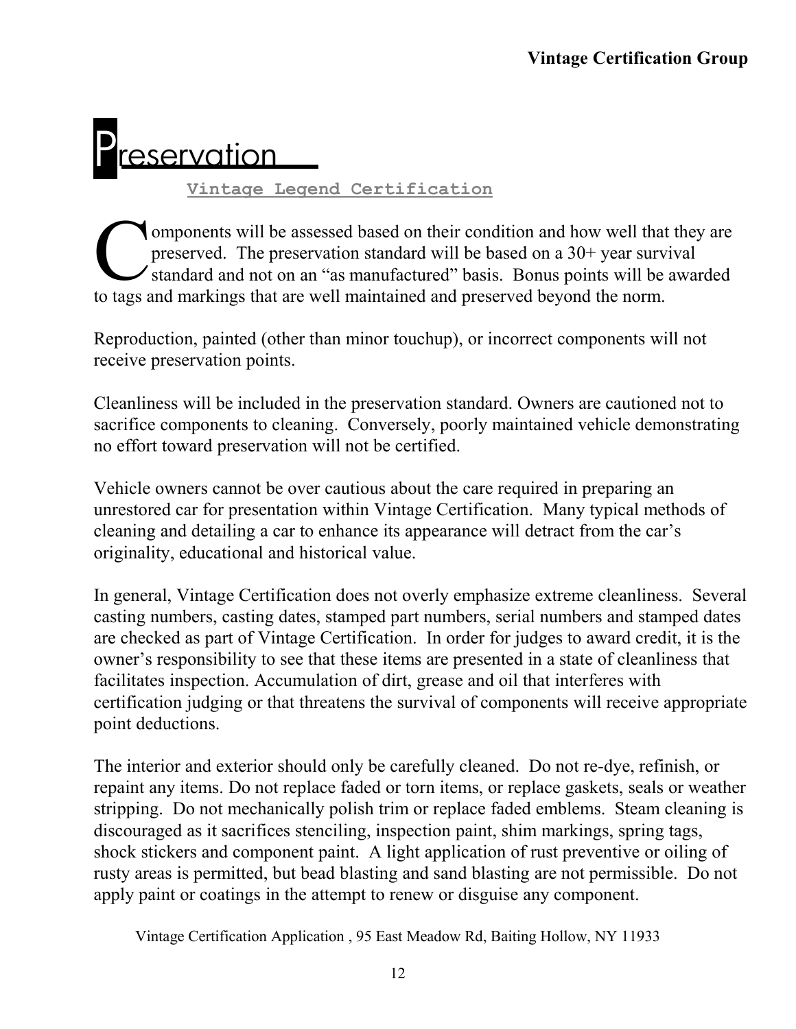# Preservation

## Vintage Legend Certification

Components will be assessed based on their condition and how well that they are preserved. The preservation standard will be based on a 30+ year survival standard and not on an "as manufactured" basis. Bonus points will be awarded to tags and markings that are well maintained and preserved beyond the norm.

Reproduction, painted (other than minor touchup), or incorrect components will not receive preservation points.

Cleanliness will be included in the preservation standard. Owners are cautioned not to sacrifice components to cleaning. Conversely, poorly maintained vehicle demonstrating no effort toward preservation will not be certified.

Vehicle owners cannot be over cautious about the care required in preparing an unrestored car for presentation within Vintage Certification. Many typical methods of cleaning and detailing a car to enhance its appearance will detract from the car's originality, educational and historical value.

In general, Vintage Certification does not overly emphasize extreme cleanliness. Several casting numbers, casting dates, stamped part numbers, serial numbers and stamped dates are checked as part of Vintage Certification. In order for judges to award credit, it is the owner's responsibility to see that these items are presented in a state of cleanliness that facilitates inspection. Accumulation of dirt, grease and oil that interferes with certification judging or that threatens the survival of components will receive appropriate point deductions.

The interior and exterior should only be carefully cleaned. Do not re-dye, refinish, or repaint any items. Do not replace faded or torn items, or replace gaskets, seals or weather stripping. Do not mechanically polish trim or replace faded emblems. Steam cleaning is discouraged as it sacrifices stenciling, inspection paint, shim markings, spring tags, shock stickers and component paint. A light application of rust preventive or oiling of rusty areas is permitted, but bead blasting and sand blasting are not permissible. Do not apply paint or coatings in the attempt to renew or disguise any component.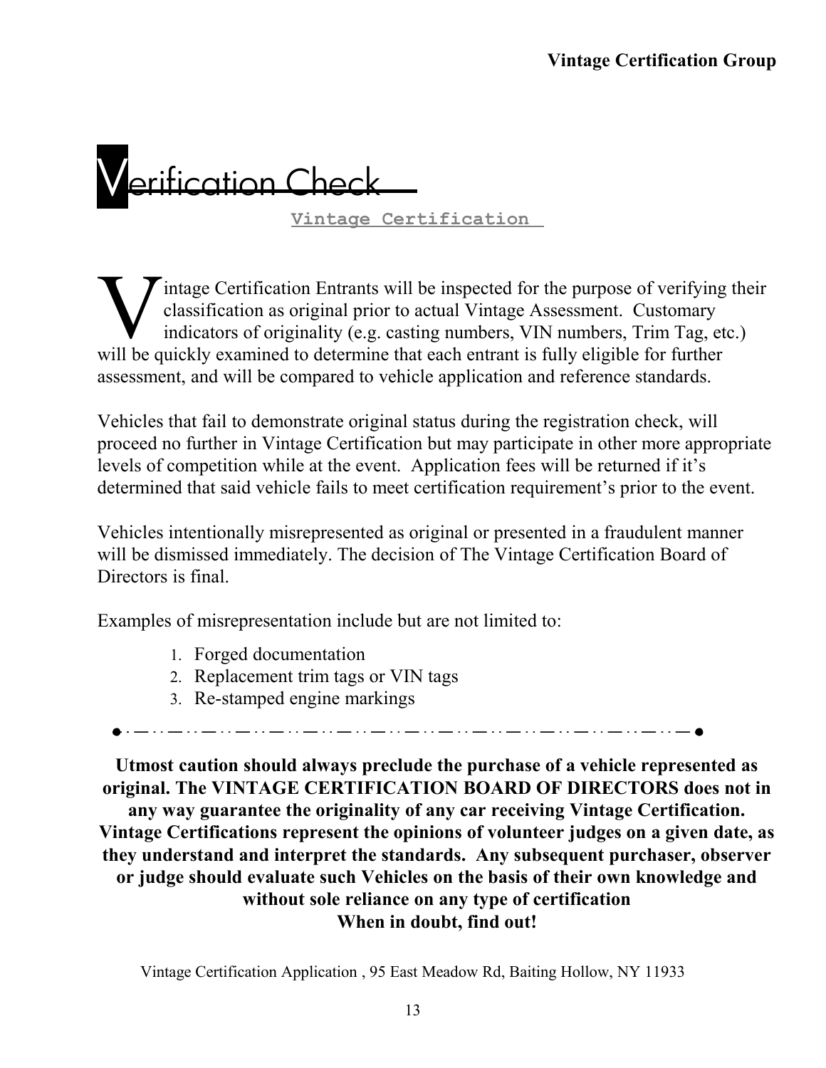# Verification Check

## Vintage Certification

Vintage Certification Entrants will be inspected for the purpose of verifying their classification as original prior to actual Vintage Assessment. Customary indicators of originality (e.g. casting numbers, VIN numbers, Trim Tag, etc.) will be quickly examined to determine that each entrant is fully eligible for further assessment, and will be compared to vehicle application and reference standards.

Vehicles that fail to demonstrate original status during the registration check, will proceed no further in Vintage Certification but may participate in other more appropriate levels of competition while at the event. Application fees will be returned if it's determined that said vehicle fails to meet certification requirement's prior to the event.

Vehicles intentionally misrepresented as original or presented in a fraudulent manner will be dismissed immediately. The decision of The Vintage Certification Board of Directors is final.

Examples of misrepresentation include but are not limited to:

1. Forged documentation
2. Replacement trim tags or VIN tags
3. Re-stamped engine markings

---

**Utmost caution should always preclude the purchase of a vehicle represented as original. The VINTAGE CERTIFICATION BOARD OF DIRECTORS does not in any way guarantee the originality of any car receiving Vintage Certification. Vintage Certifications represent the opinions of volunteer judges on a given date, as they understand and interpret the standards. Any subsequent purchaser, observer or judge should evaluate such Vehicles on the basis of their own knowledge and without sole reliance on any type of certification**

**When in doubt, find out!**